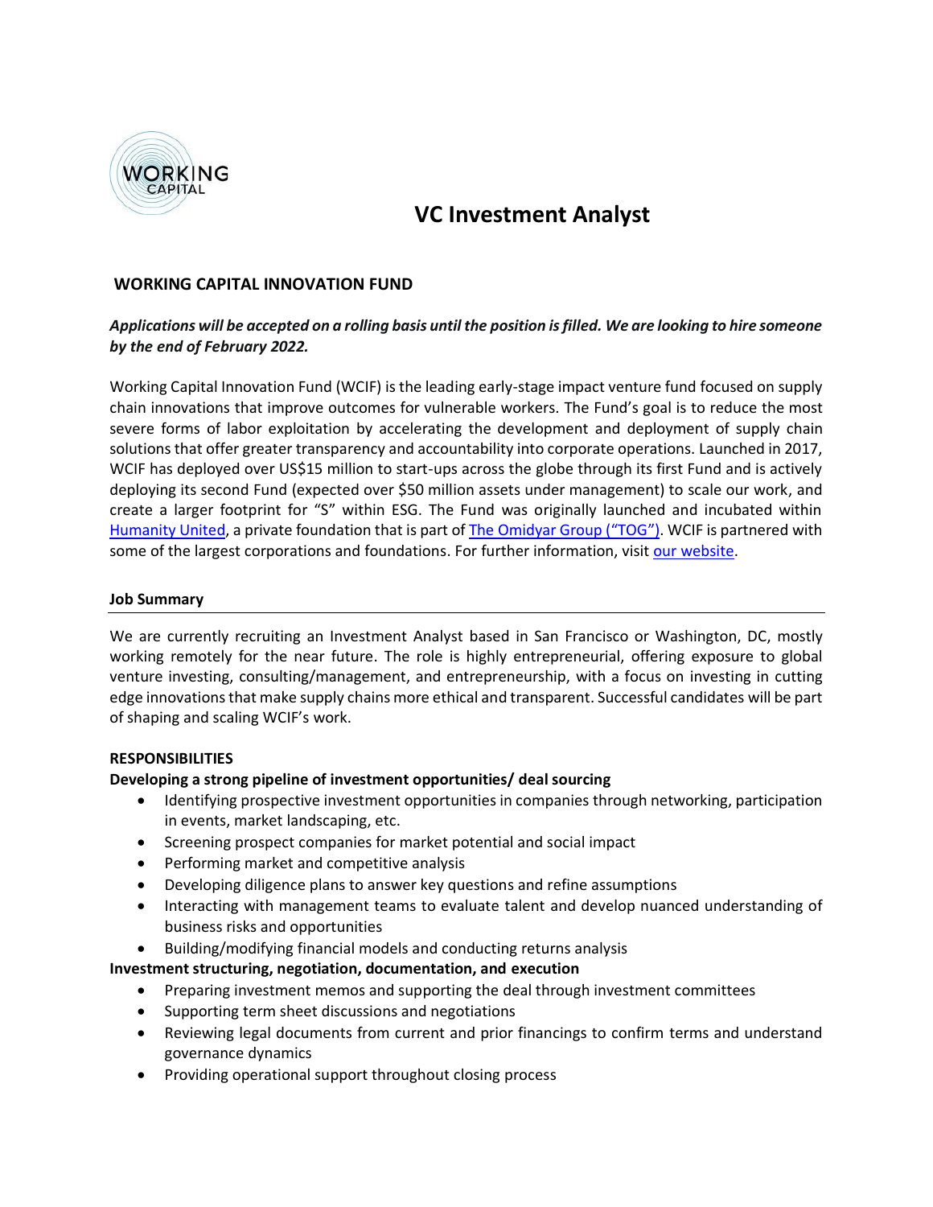# VC Investment Analyst

## WORKING CAPITAL INNOVATION FUND

***Applications will be accepted on a rolling basis until the position is filled. We are looking to hire someone by the end of February 2022.***

Working Capital Innovation Fund (WCIF) is the leading early-stage impact venture fund focused on supply chain innovations that improve outcomes for vulnerable workers. The Fund's goal is to reduce the most severe forms of labor exploitation by accelerating the development and deployment of supply chain solutions that offer greater transparency and accountability into corporate operations. Launched in 2017, WCIF has deployed over US$15 million to start-ups across the globe through its first Fund and is actively deploying its second Fund (expected over $50 million assets under management) to scale our work, and create a larger footprint for "S" within ESG. The Fund was originally launched and incubated within Humanity United, a private foundation that is part of The Omidyar Group ("TOG"). WCIF is partnered with some of the largest corporations and foundations. For further information, visit our website.

### Job Summary

We are currently recruiting an Investment Analyst based in San Francisco or Washington, DC, mostly working remotely for the near future. The role is highly entrepreneurial, offering exposure to global venture investing, consulting/management, and entrepreneurship, with a focus on investing in cutting edge innovations that make supply chains more ethical and transparent. Successful candidates will be part of shaping and scaling WCIF's work.

### RESPONSIBILITIES

**Developing a strong pipeline of investment opportunities/ deal sourcing**

- Identifying prospective investment opportunities in companies through networking, participation in events, market landscaping, etc.
- Screening prospect companies for market potential and social impact
- Performing market and competitive analysis
- Developing diligence plans to answer key questions and refine assumptions
- Interacting with management teams to evaluate talent and develop nuanced understanding of business risks and opportunities
- Building/modifying financial models and conducting returns analysis

**Investment structuring, negotiation, documentation, and execution**

- Preparing investment memos and supporting the deal through investment committees
- Supporting term sheet discussions and negotiations
- Reviewing legal documents from current and prior financings to confirm terms and understand governance dynamics
- Providing operational support throughout closing process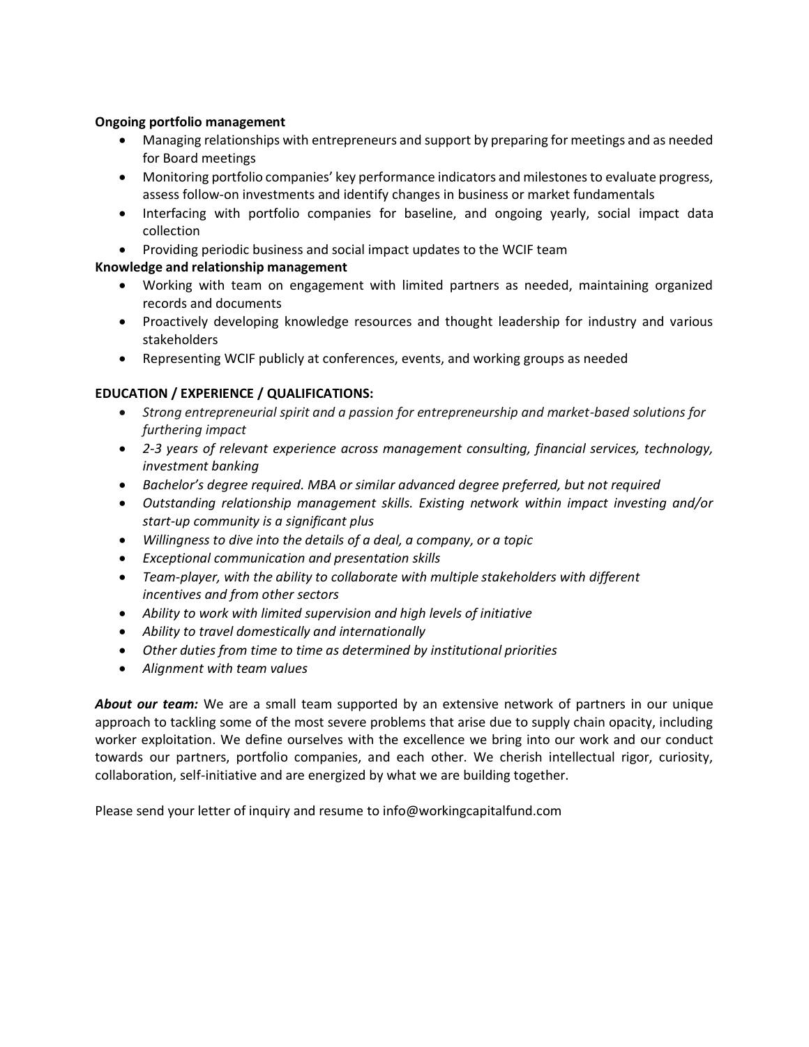**Ongoing portfolio management**

- Managing relationships with entrepreneurs and support by preparing for meetings and as needed for Board meetings
- Monitoring portfolio companies' key performance indicators and milestones to evaluate progress, assess follow-on investments and identify changes in business or market fundamentals
- Interfacing with portfolio companies for baseline, and ongoing yearly, social impact data collection
- Providing periodic business and social impact updates to the WCIF team

**Knowledge and relationship management**

- Working with team on engagement with limited partners as needed, maintaining organized records and documents
- Proactively developing knowledge resources and thought leadership for industry and various stakeholders
- Representing WCIF publicly at conferences, events, and working groups as needed

**EDUCATION / EXPERIENCE / QUALIFICATIONS:**

- *Strong entrepreneurial spirit and a passion for entrepreneurship and market-based solutions for furthering impact*
- *2-3 years of relevant experience across management consulting, financial services, technology, investment banking*
- *Bachelor's degree required. MBA or similar advanced degree preferred, but not required*
- *Outstanding relationship management skills. Existing network within impact investing and/or start-up community is a significant plus*
- *Willingness to dive into the details of a deal, a company, or a topic*
- *Exceptional communication and presentation skills*
- *Team-player, with the ability to collaborate with multiple stakeholders with different incentives and from other sectors*
- *Ability to work with limited supervision and high levels of initiative*
- *Ability to travel domestically and internationally*
- *Other duties from time to time as determined by institutional priorities*
- *Alignment with team values*

***About our team:*** We are a small team supported by an extensive network of partners in our unique approach to tackling some of the most severe problems that arise due to supply chain opacity, including worker exploitation. We define ourselves with the excellence we bring into our work and our conduct towards our partners, portfolio companies, and each other. We cherish intellectual rigor, curiosity, collaboration, self-initiative and are energized by what we are building together.

Please send your letter of inquiry and resume to info@workingcapitalfund.com